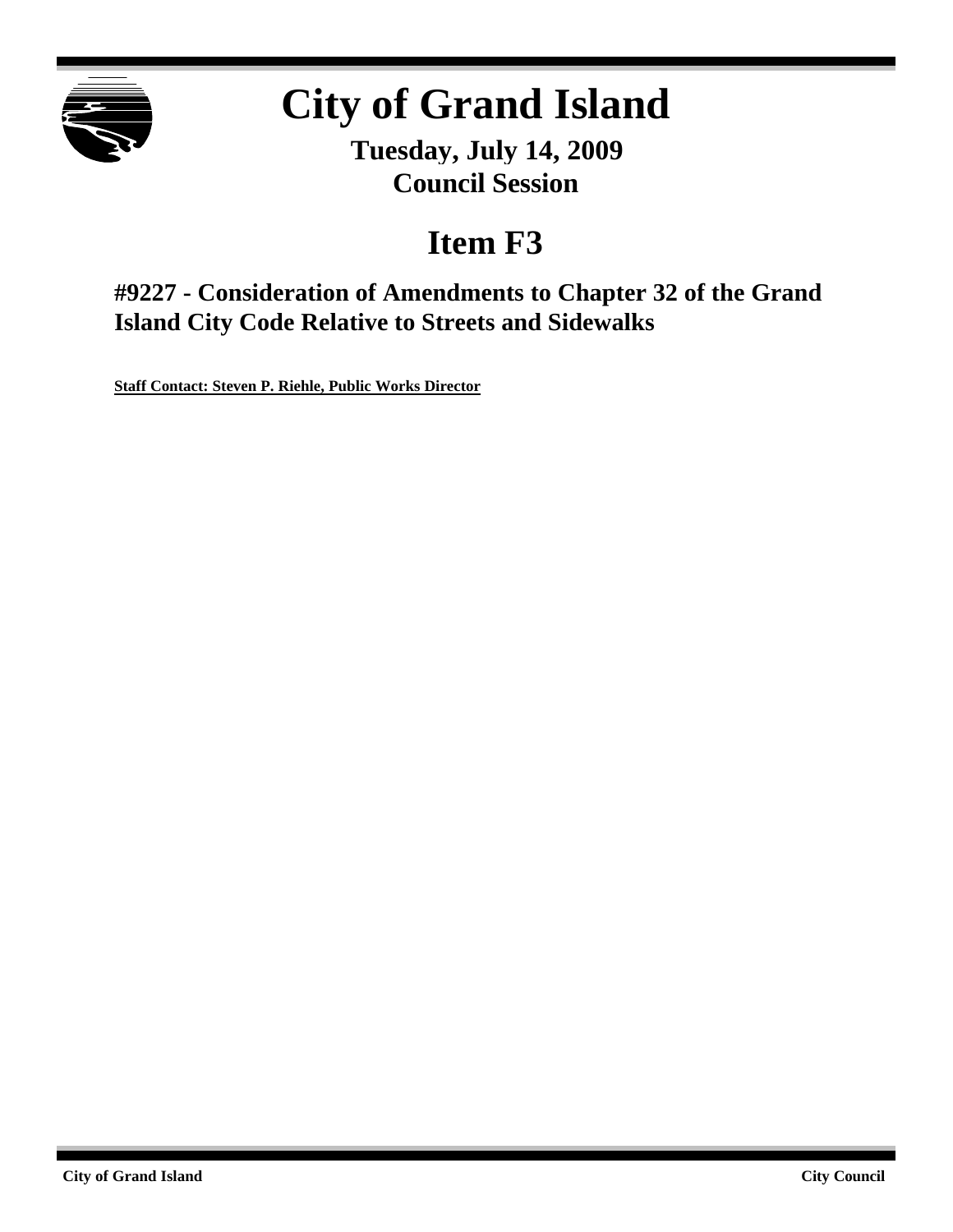# City of Grand Island

**Tuesday, July 14, 2009**
**Council Session**

# Item F3

## #9227 - Consideration of Amendments to Chapter 32 of the Grand Island City Code Relative to Streets and Sidewalks

**Staff Contact: Steven P. Riehle, Public Works Director**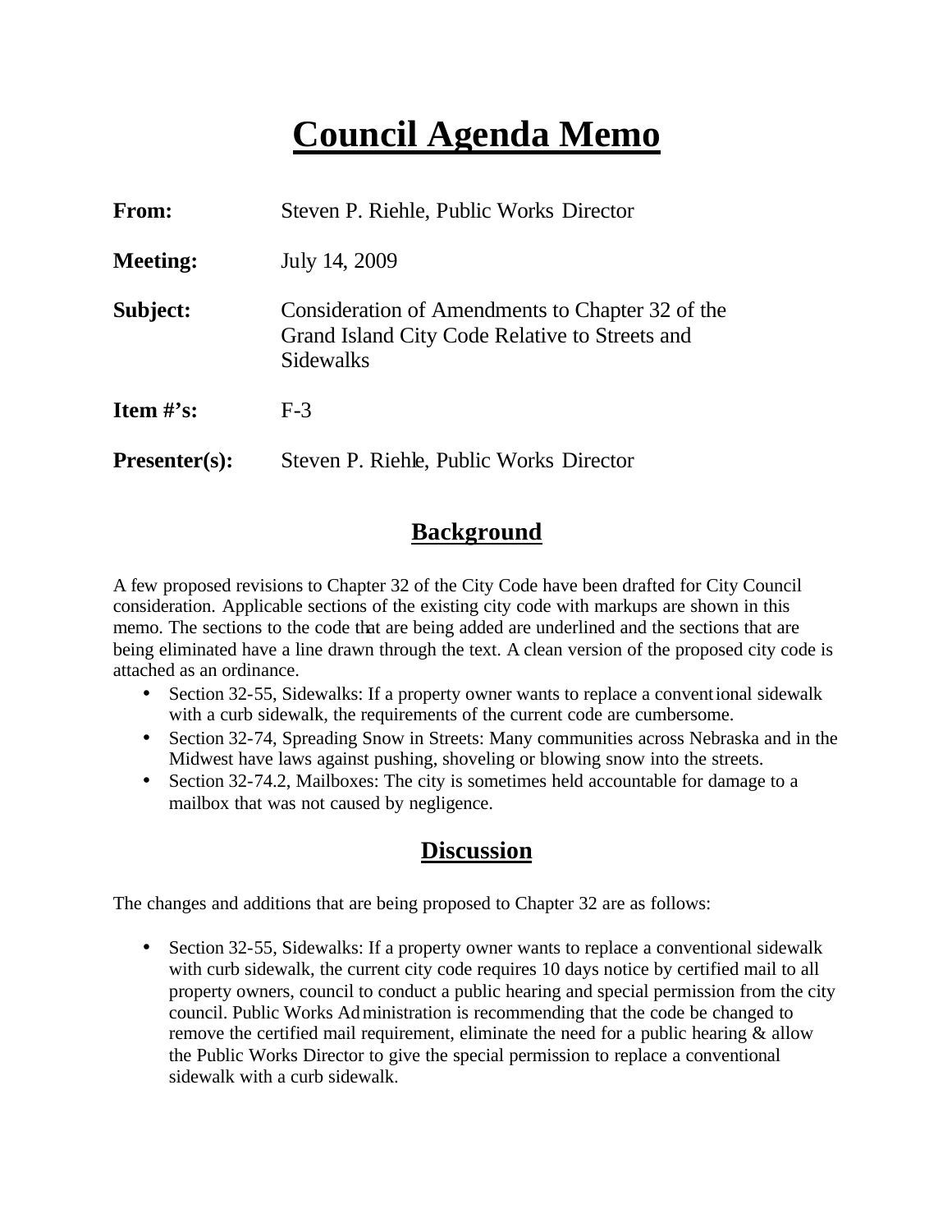# Council Agenda Memo

**From:** Steven P. Riehle, Public Works Director

**Meeting:** July 14, 2009

**Subject:** Consideration of Amendments to Chapter 32 of the Grand Island City Code Relative to Streets and Sidewalks

**Item #'s:** F-3

**Presenter(s):** Steven P. Riehle, Public Works Director

## Background

A few proposed revisions to Chapter 32 of the City Code have been drafted for City Council consideration. Applicable sections of the existing city code with markups are shown in this memo. The sections to the code that are being added are underlined and the sections that are being eliminated have a line drawn through the text. A clean version of the proposed city code is attached as an ordinance.

- Section 32-55, Sidewalks: If a property owner wants to replace a conventional sidewalk with a curb sidewalk, the requirements of the current code are cumbersome.
- Section 32-74, Spreading Snow in Streets: Many communities across Nebraska and in the Midwest have laws against pushing, shoveling or blowing snow into the streets.
- Section 32-74.2, Mailboxes: The city is sometimes held accountable for damage to a mailbox that was not caused by negligence.

## Discussion

The changes and additions that are being proposed to Chapter 32 are as follows:

- Section 32-55, Sidewalks: If a property owner wants to replace a conventional sidewalk with curb sidewalk, the current city code requires 10 days notice by certified mail to all property owners, council to conduct a public hearing and special permission from the city council. Public Works Administration is recommending that the code be changed to remove the certified mail requirement, eliminate the need for a public hearing & allow the Public Works Director to give the special permission to replace a conventional sidewalk with a curb sidewalk.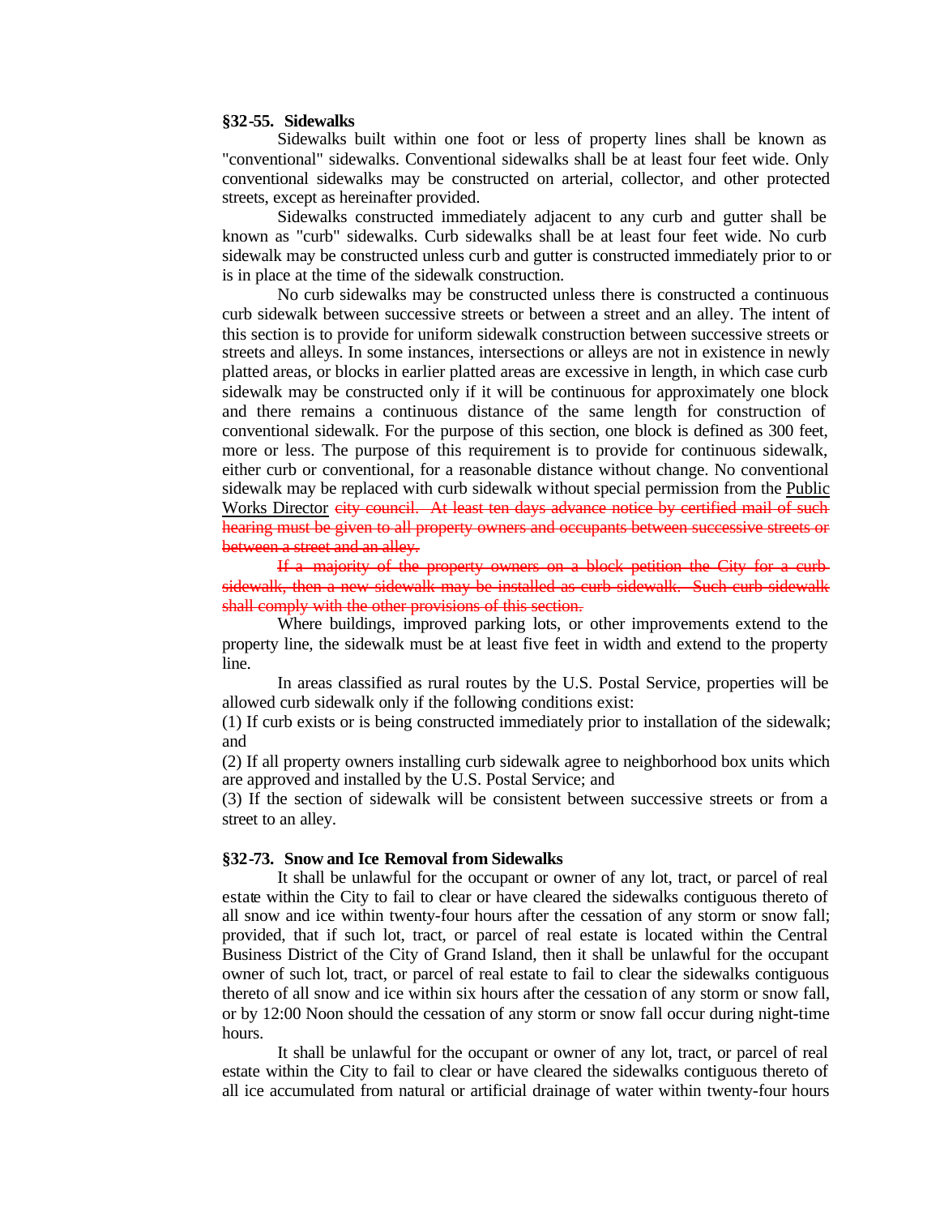**§32-55. Sidewalks**

Sidewalks built within one foot or less of property lines shall be known as "conventional" sidewalks. Conventional sidewalks shall be at least four feet wide. Only conventional sidewalks may be constructed on arterial, collector, and other protected streets, except as hereinafter provided.

Sidewalks constructed immediately adjacent to any curb and gutter shall be known as "curb" sidewalks. Curb sidewalks shall be at least four feet wide. No curb sidewalk may be constructed unless curb and gutter is constructed immediately prior to or is in place at the time of the sidewalk construction.

No curb sidewalks may be constructed unless there is constructed a continuous curb sidewalk between successive streets or between a street and an alley. The intent of this section is to provide for uniform sidewalk construction between successive streets or streets and alleys. In some instances, intersections or alleys are not in existence in newly platted areas, or blocks in earlier platted areas are excessive in length, in which case curb sidewalk may be constructed only if it will be continuous for approximately one block and there remains a continuous distance of the same length for construction of conventional sidewalk. For the purpose of this section, one block is defined as 300 feet, more or less. The purpose of this requirement is to provide for continuous sidewalk, either curb or conventional, for a reasonable distance without change. No conventional sidewalk may be replaced with curb sidewalk without special permission from the <u>Public Works Director</u> ~~city council. At least ten days advance notice by certified mail of such hearing must be given to all property owners and occupants between successive streets or between a street and an alley.~~

~~If a majority of the property owners on a block petition the City for a curb sidewalk, then a new sidewalk may be installed as curb sidewalk. Such curb sidewalk shall comply with the other provisions of this section.~~

Where buildings, improved parking lots, or other improvements extend to the property line, the sidewalk must be at least five feet in width and extend to the property line.

In areas classified as rural routes by the U.S. Postal Service, properties will be allowed curb sidewalk only if the following conditions exist:

(1) If curb exists or is being constructed immediately prior to installation of the sidewalk; and

(2) If all property owners installing curb sidewalk agree to neighborhood box units which are approved and installed by the U.S. Postal Service; and

(3) If the section of sidewalk will be consistent between successive streets or from a street to an alley.

**§32-73. Snow and Ice Removal from Sidewalks**

It shall be unlawful for the occupant or owner of any lot, tract, or parcel of real estate within the City to fail to clear or have cleared the sidewalks contiguous thereto of all snow and ice within twenty-four hours after the cessation of any storm or snow fall; provided, that if such lot, tract, or parcel of real estate is located within the Central Business District of the City of Grand Island, then it shall be unlawful for the occupant owner of such lot, tract, or parcel of real estate to fail to clear the sidewalks contiguous thereto of all snow and ice within six hours after the cessation of any storm or snow fall, or by 12:00 Noon should the cessation of any storm or snow fall occur during night-time hours.

It shall be unlawful for the occupant or owner of any lot, tract, or parcel of real estate within the City to fail to clear or have cleared the sidewalks contiguous thereto of all ice accumulated from natural or artificial drainage of water within twenty-four hours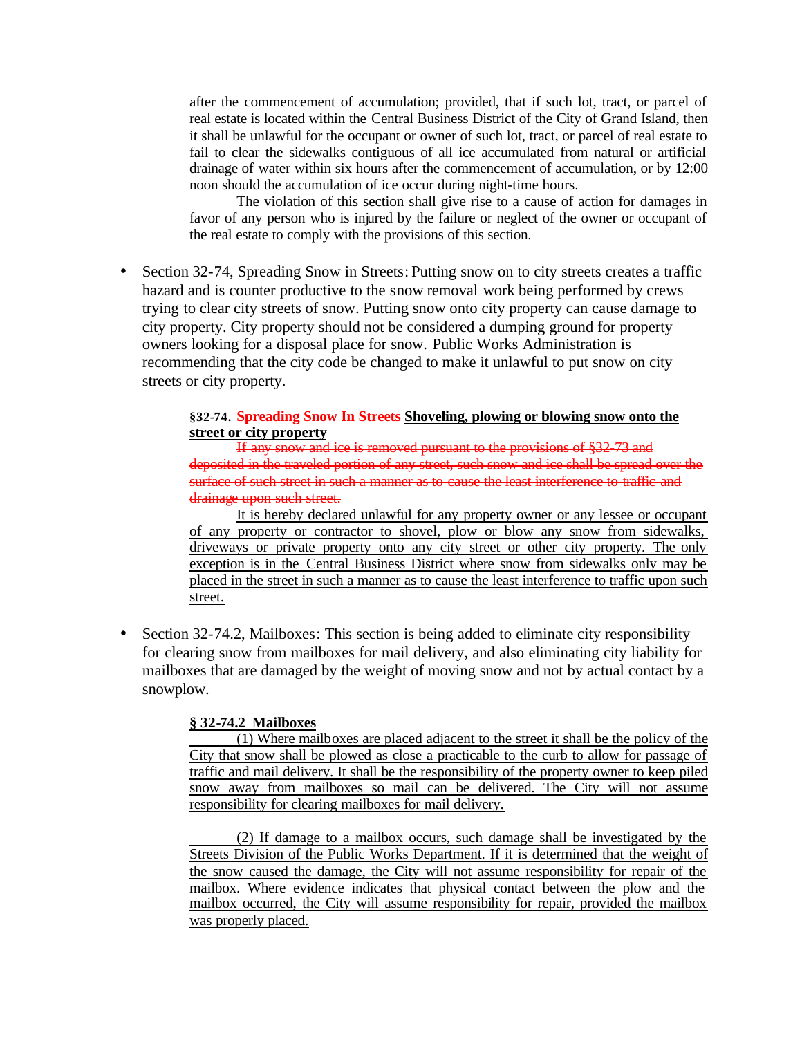after the commencement of accumulation; provided, that if such lot, tract, or parcel of real estate is located within the Central Business District of the City of Grand Island, then it shall be unlawful for the occupant or owner of such lot, tract, or parcel of real estate to fail to clear the sidewalks contiguous of all ice accumulated from natural or artificial drainage of water within six hours after the commencement of accumulation, or by 12:00 noon should the accumulation of ice occur during night-time hours.

The violation of this section shall give rise to a cause of action for damages in favor of any person who is injured by the failure or neglect of the owner or occupant of the real estate to comply with the provisions of this section.

- Section 32-74, Spreading Snow in Streets: Putting snow on to city streets creates a traffic hazard and is counter productive to the snow removal work being performed by crews trying to clear city streets of snow. Putting snow onto city property can cause damage to city property. City property should not be considered a dumping ground for property owners looking for a disposal place for snow. Public Works Administration is recommending that the city code be changed to make it unlawful to put snow on city streets or city property.

**§32-74.** ~~**Spreading Snow In Streets**~~ <u>**Shoveling, plowing or blowing snow onto the street or city property**</u>

~~If any snow and ice is removed pursuant to the provisions of §32-73 and deposited in the traveled portion of any street, such snow and ice shall be spread over the surface of such street in such a manner as to cause the least interference to traffic and drainage upon such street.~~

<u>It is hereby declared unlawful for any property owner or any lessee or occupant of any property or contractor to shovel, plow or blow any snow from sidewalks, driveways or private property onto any city street or other city property. The only exception is in the Central Business District where snow from sidewalks only may be placed in the street in such a manner as to cause the least interference to traffic upon such street.</u>

- Section 32-74.2, Mailboxes: This section is being added to eliminate city responsibility for clearing snow from mailboxes for mail delivery, and also eliminating city liability for mailboxes that are damaged by the weight of moving snow and not by actual contact by a snowplow.

<u>**§ 32-74.2 Mailboxes**</u>

<u>(1) Where mailboxes are placed adjacent to the street it shall be the policy of the City that snow shall be plowed as close a practicable to the curb to allow for passage of traffic and mail delivery. It shall be the responsibility of the property owner to keep piled snow away from mailboxes so mail can be delivered. The City will not assume responsibility for clearing mailboxes for mail delivery.</u>

<u>(2) If damage to a mailbox occurs, such damage shall be investigated by the Streets Division of the Public Works Department. If it is determined that the weight of the snow caused the damage, the City will not assume responsibility for repair of the mailbox. Where evidence indicates that physical contact between the plow and the mailbox occurred, the City will assume responsibility for repair, provided the mailbox was properly placed.</u>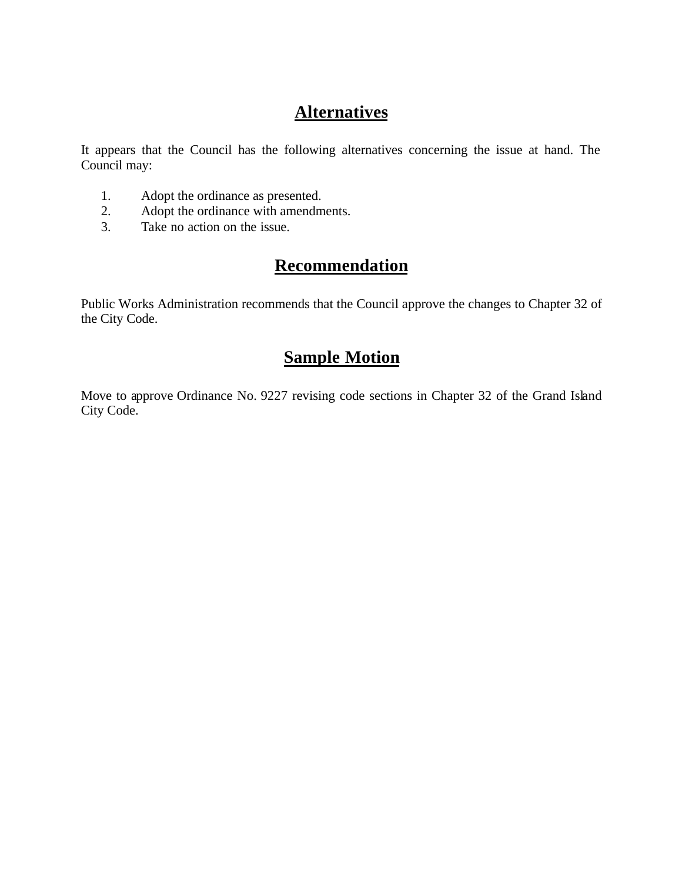## Alternatives

It appears that the Council has the following alternatives concerning the issue at hand. The Council may:

1. Adopt the ordinance as presented.
2. Adopt the ordinance with amendments.
3. Take no action on the issue.

## Recommendation

Public Works Administration recommends that the Council approve the changes to Chapter 32 of the City Code.

## Sample Motion

Move to approve Ordinance No. 9227 revising code sections in Chapter 32 of the Grand Island City Code.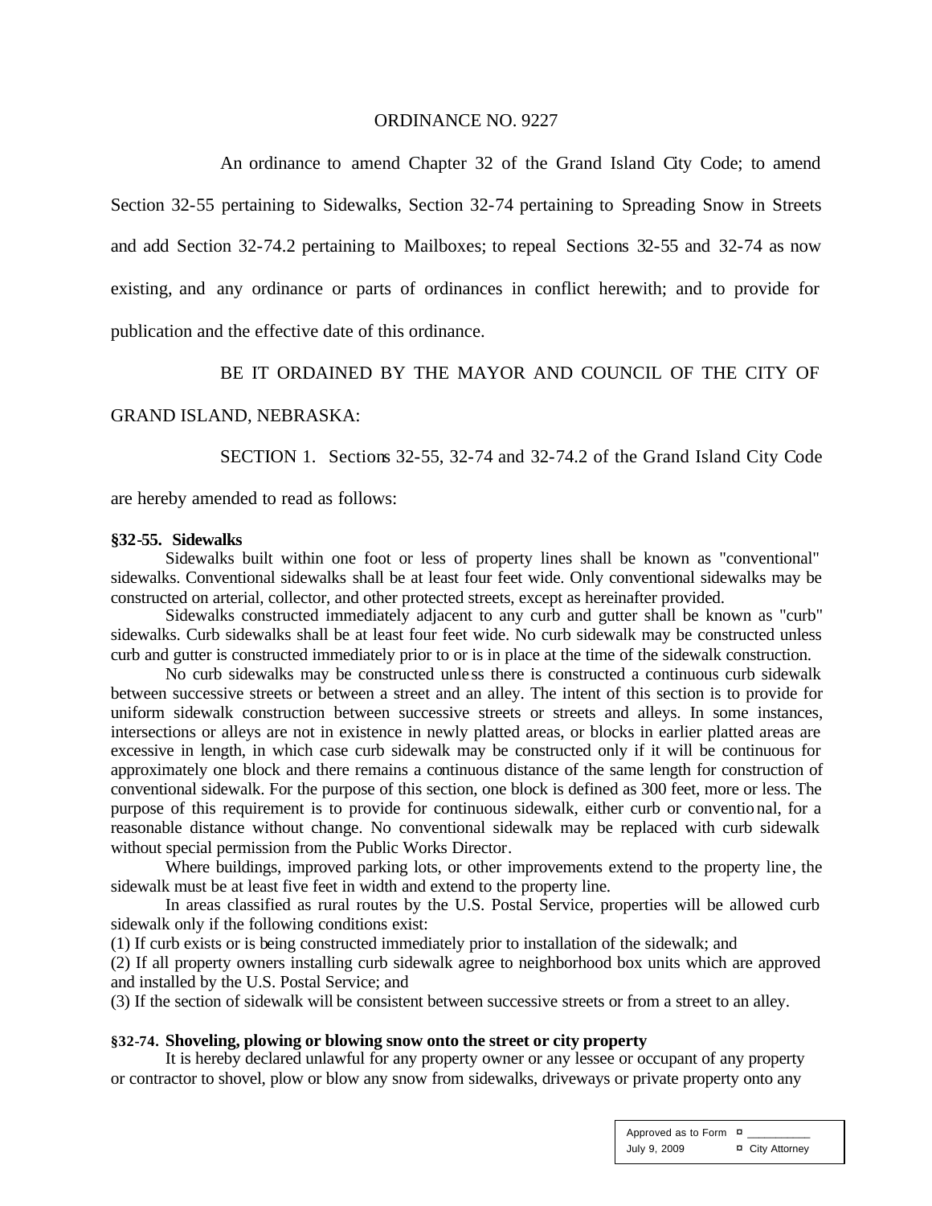ORDINANCE NO. 9227

An ordinance to amend Chapter 32 of the Grand Island City Code; to amend Section 32-55 pertaining to Sidewalks, Section 32-74 pertaining to Spreading Snow in Streets and add Section 32-74.2 pertaining to Mailboxes; to repeal Sections 32-55 and 32-74 as now existing, and any ordinance or parts of ordinances in conflict herewith; and to provide for publication and the effective date of this ordinance.

BE IT ORDAINED BY THE MAYOR AND COUNCIL OF THE CITY OF GRAND ISLAND, NEBRASKA:

SECTION 1. Sections 32-55, 32-74 and 32-74.2 of the Grand Island City Code are hereby amended to read as follows:

**§32-55. Sidewalks**

Sidewalks built within one foot or less of property lines shall be known as "conventional" sidewalks. Conventional sidewalks shall be at least four feet wide. Only conventional sidewalks may be constructed on arterial, collector, and other protected streets, except as hereinafter provided.

Sidewalks constructed immediately adjacent to any curb and gutter shall be known as "curb" sidewalks. Curb sidewalks shall be at least four feet wide. No curb sidewalk may be constructed unless curb and gutter is constructed immediately prior to or is in place at the time of the sidewalk construction.

No curb sidewalks may be constructed unless there is constructed a continuous curb sidewalk between successive streets or between a street and an alley. The intent of this section is to provide for uniform sidewalk construction between successive streets or streets and alleys. In some instances, intersections or alleys are not in existence in newly platted areas, or blocks in earlier platted areas are excessive in length, in which case curb sidewalk may be constructed only if it will be continuous for approximately one block and there remains a continuous distance of the same length for construction of conventional sidewalk. For the purpose of this section, one block is defined as 300 feet, more or less. The purpose of this requirement is to provide for continuous sidewalk, either curb or conventional, for a reasonable distance without change. No conventional sidewalk may be replaced with curb sidewalk without special permission from the Public Works Director.

Where buildings, improved parking lots, or other improvements extend to the property line, the sidewalk must be at least five feet in width and extend to the property line.

In areas classified as rural routes by the U.S. Postal Service, properties will be allowed curb sidewalk only if the following conditions exist:

(1) If curb exists or is being constructed immediately prior to installation of the sidewalk; and

(2) If all property owners installing curb sidewalk agree to neighborhood box units which are approved and installed by the U.S. Postal Service; and

(3) If the section of sidewalk will be consistent between successive streets or from a street to an alley.

**§32-74. Shoveling, plowing or blowing snow onto the street or city property**

It is hereby declared unlawful for any property owner or any lessee or occupant of any property or contractor to shovel, plow or blow any snow from sidewalks, driveways or private property onto any

Approved as to Form ¤ ___________
July 9, 2009 ¤ City Attorney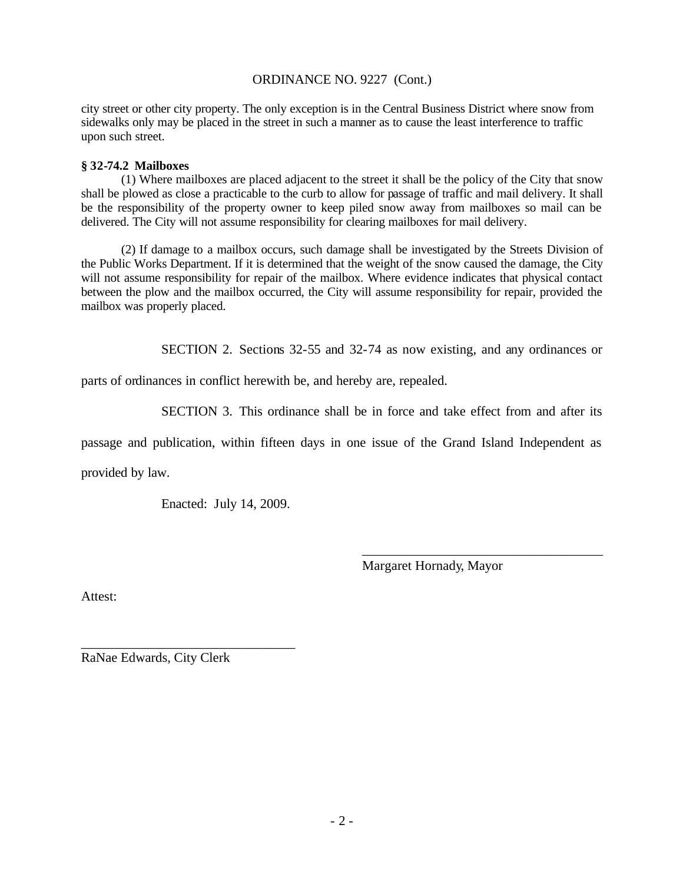city street or other city property. The only exception is in the Central Business District where snow from sidewalks only may be placed in the street in such a manner as to cause the least interference to traffic upon such street.

**§ 32-74.2 Mailboxes**

(1) Where mailboxes are placed adjacent to the street it shall be the policy of the City that snow shall be plowed as close a practicable to the curb to allow for passage of traffic and mail delivery. It shall be the responsibility of the property owner to keep piled snow away from mailboxes so mail can be delivered. The City will not assume responsibility for clearing mailboxes for mail delivery.

(2) If damage to a mailbox occurs, such damage shall be investigated by the Streets Division of the Public Works Department. If it is determined that the weight of the snow caused the damage, the City will not assume responsibility for repair of the mailbox. Where evidence indicates that physical contact between the plow and the mailbox occurred, the City will assume responsibility for repair, provided the mailbox was properly placed.

SECTION 2. Sections 32-55 and 32-74 as now existing, and any ordinances or parts of ordinances in conflict herewith be, and hereby are, repealed.

SECTION 3. This ordinance shall be in force and take effect from and after its passage and publication, within fifteen days in one issue of the Grand Island Independent as provided by law.

Enacted: July 14, 2009.

\_\_\_\_\_\_\_\_\_\_\_\_\_\_\_\_\_\_\_\_\_\_\_\_\_\_\_\_\_\_\_\_\_\_\_\_\_\_
Margaret Hornady, Mayor

Attest:

\_\_\_\_\_\_\_\_\_\_\_\_\_\_\_\_\_\_\_\_\_\_\_\_\_\_\_\_\_\_\_\_\_
RaNae Edwards, City Clerk